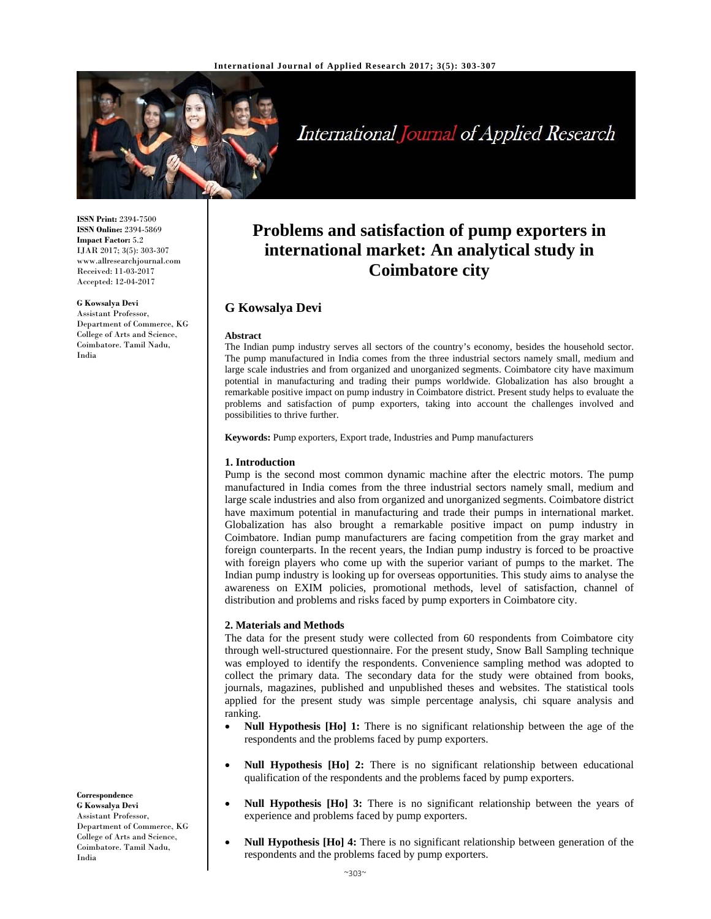**ISSN Print:** 2394-7500
**ISSN Online:** 2394-5869
**Impact Factor:** 5.2
IJAR 2017; 3(5): 303-307
www.allresearchjournal.com
Received: 11-03-2017
Accepted: 12-04-2017

**G Kowsalya Devi**
Assistant Professor, Department of Commerce, KG College of Arts and Science, Coimbatore. Tamil Nadu, India

**Correspondence**
**G Kowsalya Devi**
Assistant Professor, Department of Commerce, KG College of Arts and Science, Coimbatore. Tamil Nadu, India

# Problems and satisfaction of pump exporters in international market: An analytical study in Coimbatore city

## G Kowsalya Devi

**Abstract**

The Indian pump industry serves all sectors of the country's economy, besides the household sector. The pump manufactured in India comes from the three industrial sectors namely small, medium and large scale industries and from organized and unorganized segments. Coimbatore city have maximum potential in manufacturing and trading their pumps worldwide. Globalization has also brought a remarkable positive impact on pump industry in Coimbatore district. Present study helps to evaluate the problems and satisfaction of pump exporters, taking into account the challenges involved and possibilities to thrive further.

**Keywords:** Pump exporters, Export trade, Industries and Pump manufacturers

### 1. Introduction

Pump is the second most common dynamic machine after the electric motors. The pump manufactured in India comes from the three industrial sectors namely small, medium and large scale industries and also from organized and unorganized segments. Coimbatore district have maximum potential in manufacturing and trade their pumps in international market. Globalization has also brought a remarkable positive impact on pump industry in Coimbatore. Indian pump manufacturers are facing competition from the gray market and foreign counterparts. In the recent years, the Indian pump industry is forced to be proactive with foreign players who come up with the superior variant of pumps to the market. The Indian pump industry is looking up for overseas opportunities. This study aims to analyse the awareness on EXIM policies, promotional methods, level of satisfaction, channel of distribution and problems and risks faced by pump exporters in Coimbatore city.

### 2. Materials and Methods

The data for the present study were collected from 60 respondents from Coimbatore city through well-structured questionnaire. For the present study, Snow Ball Sampling technique was employed to identify the respondents. Convenience sampling method was adopted to collect the primary data. The secondary data for the study were obtained from books, journals, magazines, published and unpublished theses and websites. The statistical tools applied for the present study was simple percentage analysis, chi square analysis and ranking.

- **Null Hypothesis [Ho] 1:** There is no significant relationship between the age of the respondents and the problems faced by pump exporters.
- **Null Hypothesis [Ho] 2:** There is no significant relationship between educational qualification of the respondents and the problems faced by pump exporters.
- **Null Hypothesis [Ho] 3:** There is no significant relationship between the years of experience and problems faced by pump exporters.
- **Null Hypothesis [Ho] 4:** There is no significant relationship between generation of the respondents and the problems faced by pump exporters.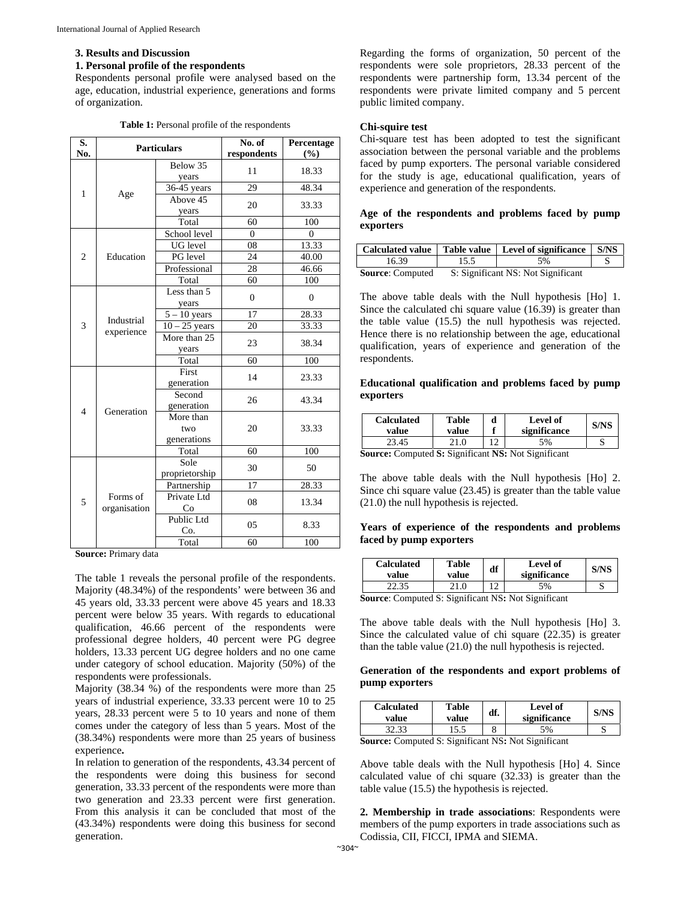### 3. Results and Discussion

#### 1. Personal profile of the respondents

Respondents personal profile were analysed based on the age, education, industrial experience, generations and forms of organization.

**Table 1:** Personal profile of the respondents

| S. No. | Particulars | | No. of respondents | Percentage (%) |
|---|---|---|---|---|
| 1 | Age | Below 35 years | 11 | 18.33 |
| | | 36-45 years | 29 | 48.34 |
| | | Above 45 years | 20 | 33.33 |
| | | Total | 60 | 100 |
| 2 | Education | School level | 0 | 0 |
| | | UG level | 08 | 13.33 |
| | | PG level | 24 | 40.00 |
| | | Professional | 28 | 46.66 |
| | | Total | 60 | 100 |
| 3 | Industrial experience | Less than 5 years | 0 | 0 |
| | | 5 – 10 years | 17 | 28.33 |
| | | 10 – 25 years | 20 | 33.33 |
| | | More than 25 years | 23 | 38.34 |
| | | Total | 60 | 100 |
| 4 | Generation | First generation | 14 | 23.33 |
| | | Second generation | 26 | 43.34 |
| | | More than two generations | 20 | 33.33 |
| | | Total | 60 | 100 |
| 5 | Forms of organisation | Sole proprietorship | 30 | 50 |
| | | Partnership | 17 | 28.33 |
| | | Private Ltd Co | 08 | 13.34 |
| | | Public Ltd Co. | 05 | 8.33 |
| | | Total | 60 | 100 |

**Source:** Primary data

The table 1 reveals the personal profile of the respondents. Majority (48.34%) of the respondents' were between 36 and 45 years old, 33.33 percent were above 45 years and 18.33 percent were below 35 years. With regards to educational qualification, 46.66 percent of the respondents were professional degree holders, 40 percent were PG degree holders, 13.33 percent UG degree holders and no one came under category of school education. Majority (50%) of the respondents were professionals.

Majority (38.34 %) of the respondents were more than 25 years of industrial experience, 33.33 percent were 10 to 25 years, 28.33 percent were 5 to 10 years and none of them comes under the category of less than 5 years. Most of the (38.34%) respondents were more than 25 years of business experience**.**

In relation to generation of the respondents, 43.34 percent of the respondents were doing this business for second generation, 33.33 percent of the respondents were more than two generation and 23.33 percent were first generation. From this analysis it can be concluded that most of the (43.34%) respondents were doing this business for second generation.

Regarding the forms of organization, 50 percent of the respondents were sole proprietors, 28.33 percent of the respondents were partnership form, 13.34 percent of the respondents were private limited company and 5 percent public limited company.

#### Chi-squire test

Chi-square test has been adopted to test the significant association between the personal variable and the problems faced by pump exporters. The personal variable considered for the study is age, educational qualification, years of experience and generation of the respondents.

#### Age of the respondents and problems faced by pump exporters

| Calculated value | Table value | Level of significance | S/NS |
|---|---|---|---|
| 16.39 | 15.5 | 5% | S |

**Source**: Computed S: Significant NS: Not Significant

The above table deals with the Null hypothesis [Ho] 1. Since the calculated chi square value (16.39) is greater than the table value (15.5) the null hypothesis was rejected. Hence there is no relationship between the age, educational qualification, years of experience and generation of the respondents.

#### Educational qualification and problems faced by pump exporters

| Calculated value | Table value | df | Level of significance | S/NS |
|---|---|---|---|---|
| 23.45 | 21.0 | 12 | 5% | S |

**Source:** Computed **S:** Significant **NS:** Not Significant

The above table deals with the Null hypothesis [Ho] 2. Since chi square value (23.45) is greater than the table value (21.0) the null hypothesis is rejected.

#### Years of experience of the respondents and problems faced by pump exporters

| Calculated value | Table value | df | Level of significance | S/NS |
|---|---|---|---|---|
| 22.35 | 21.0 | 12 | 5% | S |

**Source**: Computed S: Significant NS**:** Not Significant

The above table deals with the Null hypothesis [Ho] 3. Since the calculated value of chi square (22.35) is greater than the table value (21.0) the null hypothesis is rejected.

#### Generation of the respondents and export problems of pump exporters

| Calculated value | Table value | df. | Level of significance | S/NS |
|---|---|---|---|---|
| 32.33 | 15.5 | 8 | 5% | S |

**Source:** Computed S: Significant NS**:** Not Significant

Above table deals with the Null hypothesis [Ho] 4. Since calculated value of chi square (32.33) is greater than the table value (15.5) the hypothesis is rejected.

**2. Membership in trade associations**: Respondents were members of the pump exporters in trade associations such as Codissia, CII, FICCI, IPMA and SIEMA.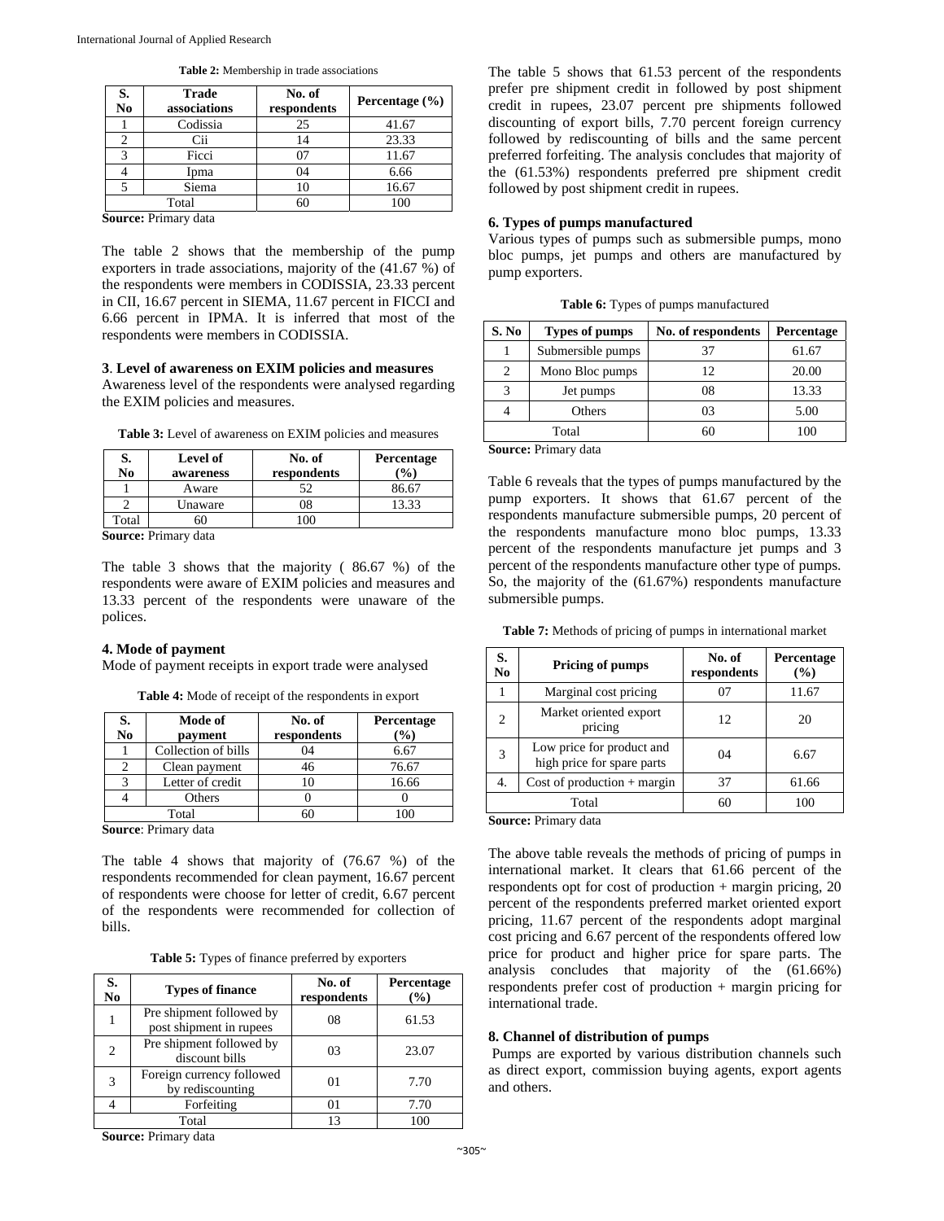**Table 2:** Membership in trade associations

| S. No | Trade associations | No. of respondents | Percentage (%) |
|---|---|---|---|
| 1 | Codissia | 25 | 41.67 |
| 2 | Cii | 14 | 23.33 |
| 3 | Ficci | 07 | 11.67 |
| 4 | Ipma | 04 | 6.66 |
| 5 | Siema | 10 | 16.67 |
| Total | | 60 | 100 |

**Source:** Primary data

The table 2 shows that the membership of the pump exporters in trade associations, majority of the (41.67 %) of the respondents were members in CODISSIA, 23.33 percent in CII, 16.67 percent in SIEMA, 11.67 percent in FICCI and 6.66 percent in IPMA. It is inferred that most of the respondents were members in CODISSIA.

### 3. Level of awareness on EXIM policies and measures

Awareness level of the respondents were analysed regarding the EXIM policies and measures.

**Table 3:** Level of awareness on EXIM policies and measures

| S. No | Level of awareness | No. of respondents | Percentage (%) |
|---|---|---|---|
| 1 | Aware | 52 | 86.67 |
| 2 | Unaware | 08 | 13.33 |
| Total | 60 | 100 | |

**Source:** Primary data

The table 3 shows that the majority ( 86.67 %) of the respondents were aware of EXIM policies and measures and 13.33 percent of the respondents were unaware of the polices.

### 4. Mode of payment

Mode of payment receipts in export trade were analysed

**Table 4:** Mode of receipt of the respondents in export

| S. No | Mode of payment | No. of respondents | Percentage (%) |
|---|---|---|---|
| 1 | Collection of bills | 04 | 6.67 |
| 2 | Clean payment | 46 | 76.67 |
| 3 | Letter of credit | 10 | 16.66 |
| 4 | Others | 0 | 0 |
| Total | | 60 | 100 |

**Source**: Primary data

The table 4 shows that majority of (76.67 %) of the respondents recommended for clean payment, 16.67 percent of respondents were choose for letter of credit, 6.67 percent of the respondents were recommended for collection of bills.

**Table 5:** Types of finance preferred by exporters

| S. No | Types of finance | No. of respondents | Percentage (%) |
|---|---|---|---|
| 1 | Pre shipment followed by post shipment in rupees | 08 | 61.53 |
| 2 | Pre shipment followed by discount bills | 03 | 23.07 |
| 3 | Foreign currency followed by rediscounting | 01 | 7.70 |
| 4 | Forfeiting | 01 | 7.70 |
| Total | | 13 | 100 |

**Source:** Primary data

The table 5 shows that 61.53 percent of the respondents prefer pre shipment credit in followed by post shipment credit in rupees, 23.07 percent pre shipments followed discounting of export bills, 7.70 percent foreign currency followed by rediscounting of bills and the same percent preferred forfeiting. The analysis concludes that majority of the (61.53%) respondents preferred pre shipment credit followed by post shipment credit in rupees.

### 6. Types of pumps manufactured

Various types of pumps such as submersible pumps, mono bloc pumps, jet pumps and others are manufactured by pump exporters.

**Table 6:** Types of pumps manufactured

| S. No | Types of pumps | No. of respondents | Percentage |
|---|---|---|---|
| 1 | Submersible pumps | 37 | 61.67 |
| 2 | Mono Bloc pumps | 12 | 20.00 |
| 3 | Jet pumps | 08 | 13.33 |
| 4 | Others | 03 | 5.00 |
| Total | | 60 | 100 |

**Source:** Primary data

Table 6 reveals that the types of pumps manufactured by the pump exporters. It shows that 61.67 percent of the respondents manufacture submersible pumps, 20 percent of the respondents manufacture mono bloc pumps, 13.33 percent of the respondents manufacture jet pumps and 3 percent of the respondents manufacture other type of pumps. So, the majority of the (61.67%) respondents manufacture submersible pumps.

**Table 7:** Methods of pricing of pumps in international market

| S. No | Pricing of pumps | No. of respondents | Percentage (%) |
|---|---|---|---|
| 1 | Marginal cost pricing | 07 | 11.67 |
| 2 | Market oriented export pricing | 12 | 20 |
| 3 | Low price for product and high price for spare parts | 04 | 6.67 |
| 4. | Cost of production + margin | 37 | 61.66 |
| Total | | 60 | 100 |

**Source:** Primary data

The above table reveals the methods of pricing of pumps in international market. It clears that 61.66 percent of the respondents opt for cost of production + margin pricing, 20 percent of the respondents preferred market oriented export pricing, 11.67 percent of the respondents adopt marginal cost pricing and 6.67 percent of the respondents offered low price for product and higher price for spare parts. The analysis concludes that majority of the (61.66%) respondents prefer cost of production + margin pricing for international trade.

### 8. Channel of distribution of pumps

Pumps are exported by various distribution channels such as direct export, commission buying agents, export agents and others.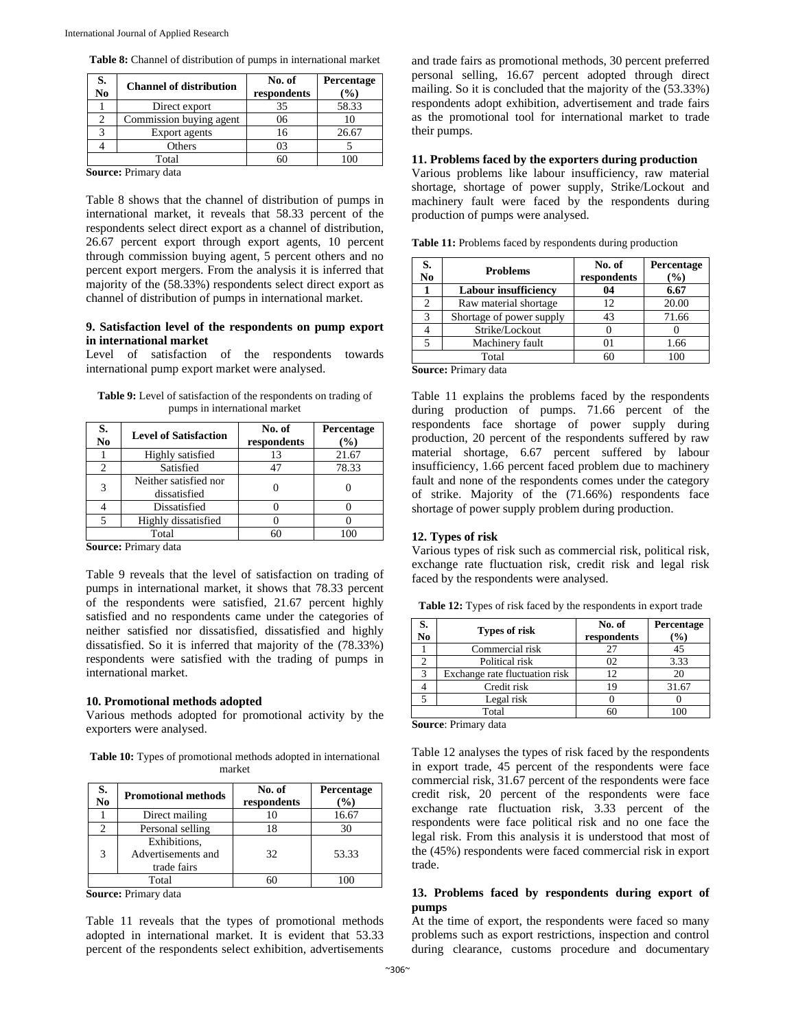**Table 8:** Channel of distribution of pumps in international market

| S. No | Channel of distribution | No. of respondents | Percentage (%) |
|---|---|---|---|
| 1 | Direct export | 35 | 58.33 |
| 2 | Commission buying agent | 06 | 10 |
| 3 | Export agents | 16 | 26.67 |
| 4 | Others | 03 | 5 |
| Total | | 60 | 100 |

**Source:** Primary data

Table 8 shows that the channel of distribution of pumps in international market, it reveals that 58.33 percent of the respondents select direct export as a channel of distribution, 26.67 percent export through export agents, 10 percent through commission buying agent, 5 percent others and no percent export mergers. From the analysis it is inferred that majority of the (58.33%) respondents select direct export as channel of distribution of pumps in international market.

### 9. Satisfaction level of the respondents on pump export in international market

Level of satisfaction of the respondents towards international pump export market were analysed.

**Table 9:** Level of satisfaction of the respondents on trading of pumps in international market

| S. No | Level of Satisfaction | No. of respondents | Percentage (%) |
|---|---|---|---|
| 1 | Highly satisfied | 13 | 21.67 |
| 2 | Satisfied | 47 | 78.33 |
| 3 | Neither satisfied nor dissatisfied | 0 | 0 |
| 4 | Dissatisfied | 0 | 0 |
| 5 | Highly dissatisfied | 0 | 0 |
| Total | | 60 | 100 |

**Source:** Primary data

Table 9 reveals that the level of satisfaction on trading of pumps in international market, it shows that 78.33 percent of the respondents were satisfied, 21.67 percent highly satisfied and no respondents came under the categories of neither satisfied nor dissatisfied, dissatisfied and highly dissatisfied. So it is inferred that majority of the (78.33%) respondents were satisfied with the trading of pumps in international market.

### 10. Promotional methods adopted

Various methods adopted for promotional activity by the exporters were analysed.

**Table 10:** Types of promotional methods adopted in international market

| S. No | Promotional methods | No. of respondents | Percentage (%) |
|---|---|---|---|
| 1 | Direct mailing | 10 | 16.67 |
| 2 | Personal selling | 18 | 30 |
| 3 | Exhibitions, Advertisements and trade fairs | 32 | 53.33 |
| Total | | 60 | 100 |

**Source:** Primary data

Table 11 reveals that the types of promotional methods adopted in international market. It is evident that 53.33 percent of the respondents select exhibition, advertisements and trade fairs as promotional methods, 30 percent preferred personal selling, 16.67 percent adopted through direct mailing. So it is concluded that the majority of the (53.33%) respondents adopt exhibition, advertisement and trade fairs as the promotional tool for international market to trade their pumps.

### 11. Problems faced by the exporters during production

Various problems like labour insufficiency, raw material shortage, shortage of power supply, Strike/Lockout and machinery fault were faced by the respondents during production of pumps were analysed.

**Table 11:** Problems faced by respondents during production

| S. No | Problems | No. of respondents | Percentage (%) |
|---|---|---|---|
| **1** | **Labour insufficiency** | **04** | **6.67** |
| 2 | Raw material shortage | 12 | 20.00 |
| 3 | Shortage of power supply | 43 | 71.66 |
| 4 | Strike/Lockout | 0 | 0 |
| 5 | Machinery fault | 01 | 1.66 |
| Total | | 60 | 100 |

**Source:** Primary data

Table 11 explains the problems faced by the respondents during production of pumps. 71.66 percent of the respondents face shortage of power supply during production, 20 percent of the respondents suffered by raw material shortage, 6.67 percent suffered by labour insufficiency, 1.66 percent faced problem due to machinery fault and none of the respondents comes under the category of strike. Majority of the (71.66%) respondents face shortage of power supply problem during production.

### 12. Types of risk

Various types of risk such as commercial risk, political risk, exchange rate fluctuation risk, credit risk and legal risk faced by the respondents were analysed.

**Table 12:** Types of risk faced by the respondents in export trade

| S. No | Types of risk | No. of respondents | Percentage (%) |
|---|---|---|---|
| 1 | Commercial risk | 27 | 45 |
| 2 | Political risk | 02 | 3.33 |
| 3 | Exchange rate fluctuation risk | 12 | 20 |
| 4 | Credit risk | 19 | 31.67 |
| 5 | Legal risk | 0 | 0 |
| Total | | 60 | 100 |

**Source**: Primary data

Table 12 analyses the types of risk faced by the respondents in export trade, 45 percent of the respondents were face commercial risk, 31.67 percent of the respondents were face credit risk, 20 percent of the respondents were face exchange rate fluctuation risk, 3.33 percent of the respondents were face political risk and no one face the legal risk. From this analysis it is understood that most of the (45%) respondents were faced commercial risk in export trade.

### 13. Problems faced by respondents during export of pumps

At the time of export, the respondents were faced so many problems such as export restrictions, inspection and control during clearance, customs procedure and documentary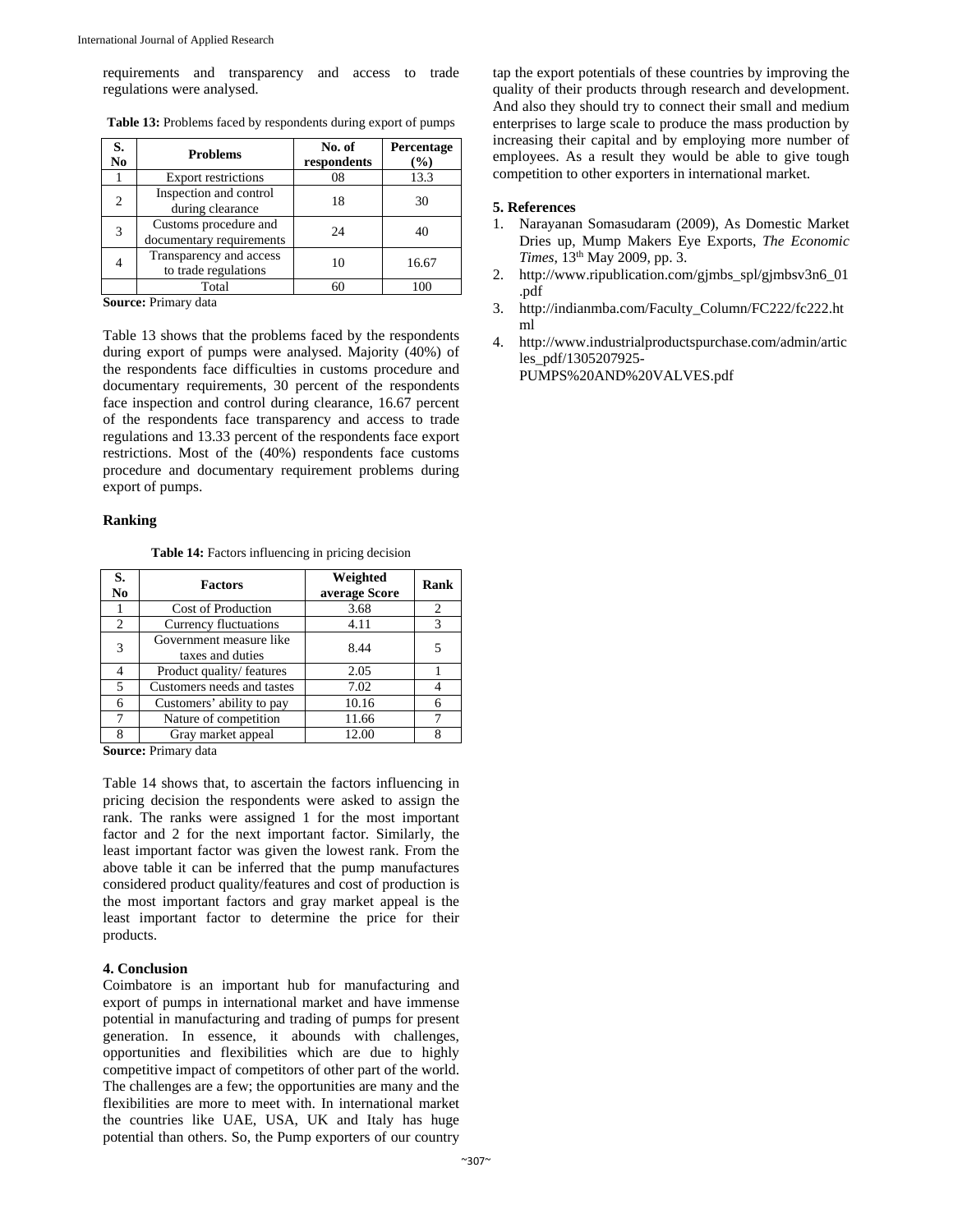requirements and transparency and access to trade regulations were analysed.

**Table 13:** Problems faced by respondents during export of pumps

| S. No | Problems | No. of respondents | Percentage (%) |
|---|---|---|---|
| 1 | Export restrictions | 08 | 13.3 |
| 2 | Inspection and control during clearance | 18 | 30 |
| 3 | Customs procedure and documentary requirements | 24 | 40 |
| 4 | Transparency and access to trade regulations | 10 | 16.67 |
| | Total | 60 | 100 |

**Source:** Primary data

Table 13 shows that the problems faced by the respondents during export of pumps were analysed. Majority (40%) of the respondents face difficulties in customs procedure and documentary requirements, 30 percent of the respondents face inspection and control during clearance, 16.67 percent of the respondents face transparency and access to trade regulations and 13.33 percent of the respondents face export restrictions. Most of the (40%) respondents face customs procedure and documentary requirement problems during export of pumps.

**Ranking**

**Table 14:** Factors influencing in pricing decision

| S. No | Factors | Weighted average Score | Rank |
|---|---|---|---|
| 1 | Cost of Production | 3.68 | 2 |
| 2 | Currency fluctuations | 4.11 | 3 |
| 3 | Government measure like taxes and duties | 8.44 | 5 |
| 4 | Product quality/ features | 2.05 | 1 |
| 5 | Customers needs and tastes | 7.02 | 4 |
| 6 | Customers' ability to pay | 10.16 | 6 |
| 7 | Nature of competition | 11.66 | 7 |
| 8 | Gray market appeal | 12.00 | 8 |

**Source:** Primary data

Table 14 shows that, to ascertain the factors influencing in pricing decision the respondents were asked to assign the rank. The ranks were assigned 1 for the most important factor and 2 for the next important factor. Similarly, the least important factor was given the lowest rank. From the above table it can be inferred that the pump manufactures considered product quality/features and cost of production is the most important factors and gray market appeal is the least important factor to determine the price for their products.

## 4. Conclusion

Coimbatore is an important hub for manufacturing and export of pumps in international market and have immense potential in manufacturing and trading of pumps for present generation. In essence, it abounds with challenges, opportunities and flexibilities which are due to highly competitive impact of competitors of other part of the world. The challenges are a few; the opportunities are many and the flexibilities are more to meet with. In international market the countries like UAE, USA, UK and Italy has huge potential than others. So, the Pump exporters of our country tap the export potentials of these countries by improving the quality of their products through research and development. And also they should try to connect their small and medium enterprises to large scale to produce the mass production by increasing their capital and by employing more number of employees. As a result they would be able to give tough competition to other exporters in international market.

## 5. References

1. Narayanan Somasudaram (2009), As Domestic Market Dries up, Mump Makers Eye Exports, *The Economic Times*, 13th May 2009, pp. 3.
2. http://www.ripublication.com/gjmbs_spl/gjmbsv3n6_01.pdf
3. http://indianmba.com/Faculty_Column/FC222/fc222.html
4. http://www.industrialproductspurchase.com/admin/articles_pdf/1305207925-PUMPS%20AND%20VALVES.pdf